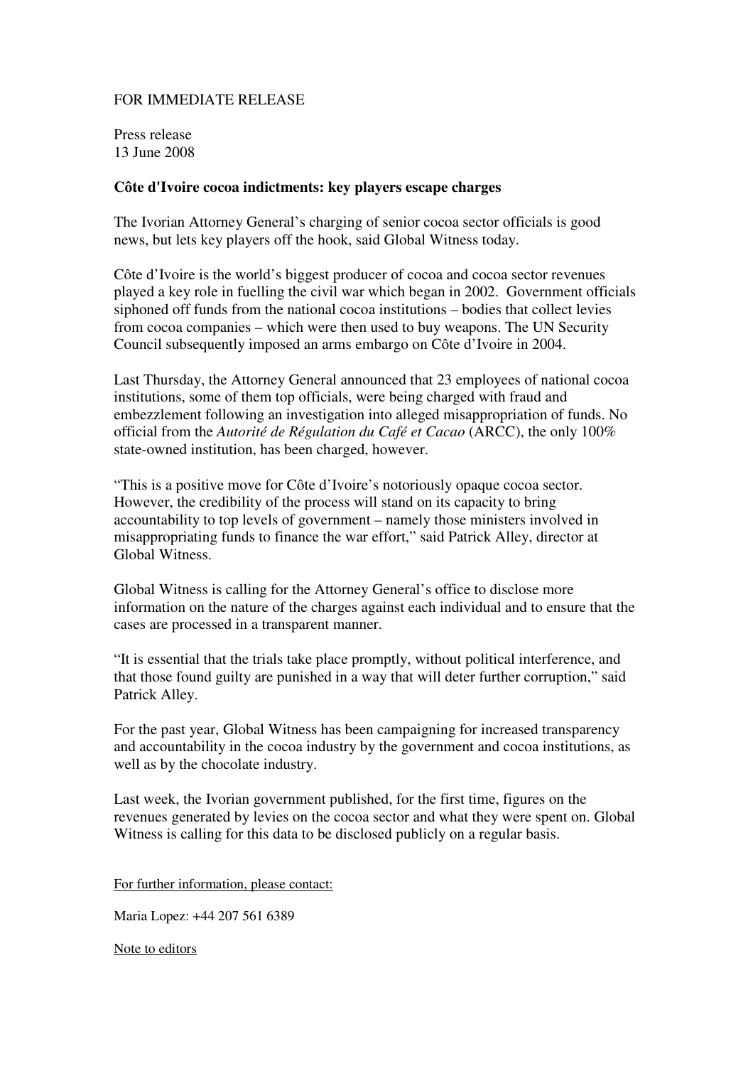FOR IMMEDIATE RELEASE

Press release
13 June 2008

**Côte d'Ivoire cocoa indictments: key players escape charges**

The Ivorian Attorney General's charging of senior cocoa sector officials is good news, but lets key players off the hook, said Global Witness today.

Côte d'Ivoire is the world's biggest producer of cocoa and cocoa sector revenues played a key role in fuelling the civil war which began in 2002. Government officials siphoned off funds from the national cocoa institutions – bodies that collect levies from cocoa companies – which were then used to buy weapons. The UN Security Council subsequently imposed an arms embargo on Côte d'Ivoire in 2004.

Last Thursday, the Attorney General announced that 23 employees of national cocoa institutions, some of them top officials, were being charged with fraud and embezzlement following an investigation into alleged misappropriation of funds. No official from the *Autorité de Régulation du Café et Cacao* (ARCC), the only 100% state-owned institution, has been charged, however.

"This is a positive move for Côte d'Ivoire's notoriously opaque cocoa sector. However, the credibility of the process will stand on its capacity to bring accountability to top levels of government – namely those ministers involved in misappropriating funds to finance the war effort," said Patrick Alley, director at Global Witness.

Global Witness is calling for the Attorney General's office to disclose more information on the nature of the charges against each individual and to ensure that the cases are processed in a transparent manner.

"It is essential that the trials take place promptly, without political interference, and that those found guilty are punished in a way that will deter further corruption," said Patrick Alley.

For the past year, Global Witness has been campaigning for increased transparency and accountability in the cocoa industry by the government and cocoa institutions, as well as by the chocolate industry.

Last week, the Ivorian government published, for the first time, figures on the revenues generated by levies on the cocoa sector and what they were spent on. Global Witness is calling for this data to be disclosed publicly on a regular basis.

For further information, please contact:

Maria Lopez: +44 207 561 6389

Note to editors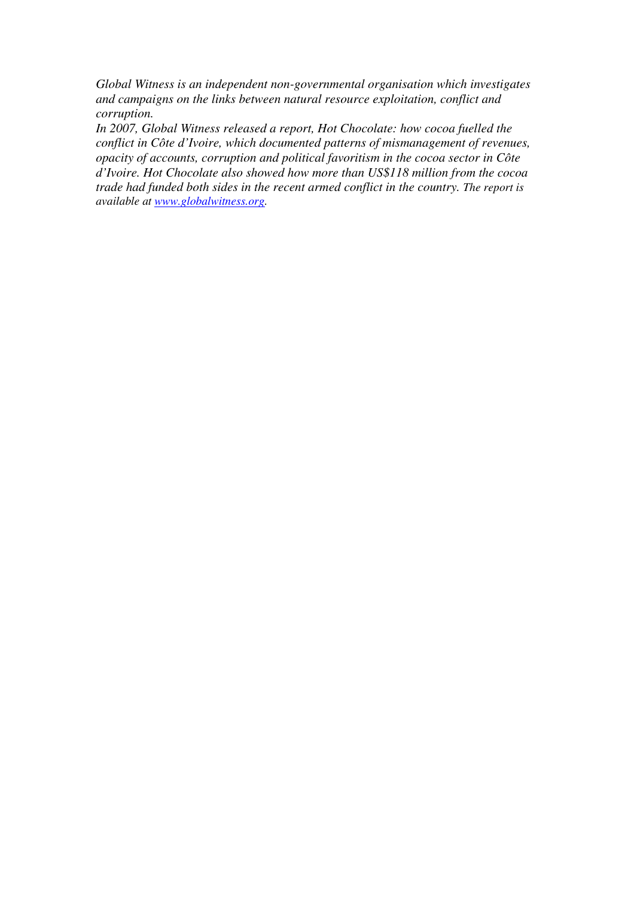*Global Witness is an independent non-governmental organisation which investigates and campaigns on the links between natural resource exploitation, conflict and corruption.*

*In 2007, Global Witness released a report, Hot Chocolate: how cocoa fuelled the conflict in Côte d'Ivoire, which documented patterns of mismanagement of revenues, opacity of accounts, corruption and political favoritism in the cocoa sector in Côte d'Ivoire. Hot Chocolate also showed how more than US$118 million from the cocoa trade had funded both sides in the recent armed conflict in the country. The report is available at [www.globalwitness.org](http://www.globalwitness.org).*